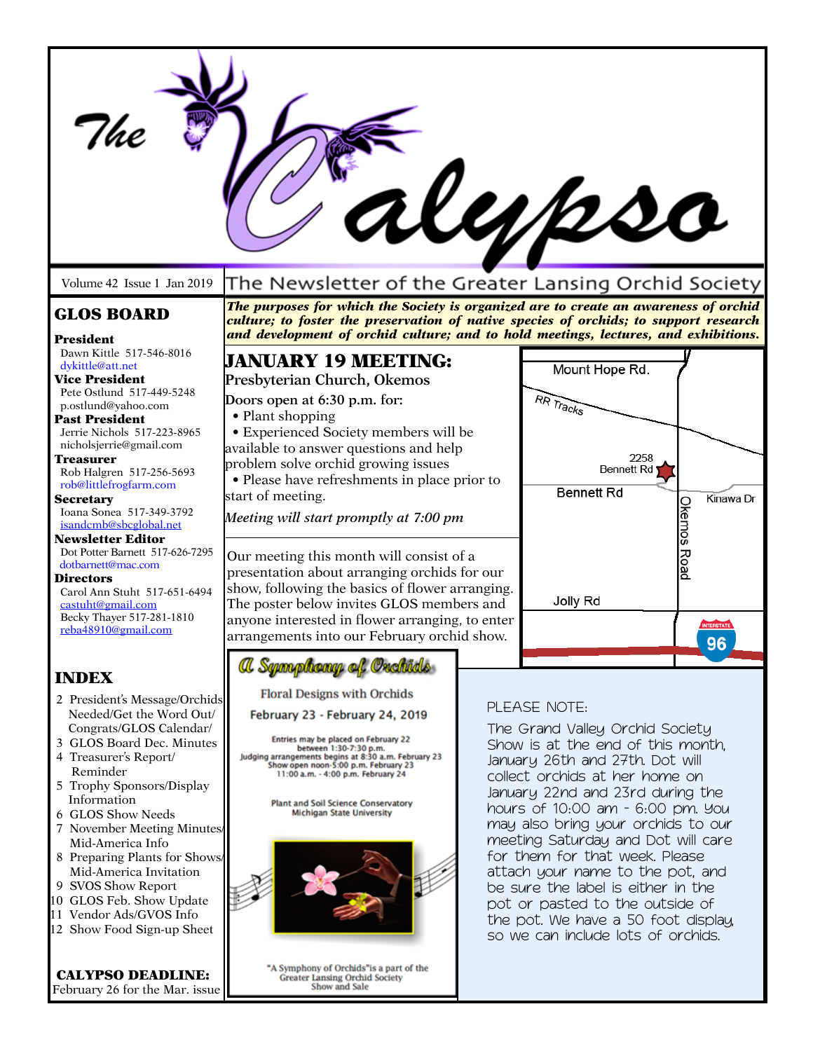# The Calypso

Volume 42 Issue 1 Jan 2019

The Newsletter of the Greater Lansing Orchid Society

***The purposes for which the Society is organized are to create an awareness of orchid culture; to foster the preservation of native species of orchids; to support research and development of orchid culture; and to hold meetings, lectures, and exhibitions.***

## GLOS BOARD

**President**
Dawn Kittle 517-546-8016
dykittle@att.net

**Vice President**
Pete Ostlund 517-449-5248
p.ostlund@yahoo.com

**Past President**
Jerrie Nichols 517-223-8965
nicholsjerrie@gmail.com

**Treasurer**
Rob Halgren 517-256-5693
rob@littlefrogfarm.com

**Secretary**
Ioana Sonea 517-349-3792
isandcmb@sbcglobal.net

**Newsletter Editor**
Dot Potter Barnett 517-626-7295
dotbarnett@mac.com

**Directors**
Carol Ann Stuht 517-651-6494
castuht@gmail.com
Becky Thayer 517-281-1810
reba48910@gmail.com

## INDEX

2 President's Message/Orchids Needed/Get the Word Out/ Congrats/GLOS Calendar/
3 GLOS Board Dec. Minutes
4 Treasurer's Report/ Reminder
5 Trophy Sponsors/Display Information
6 GLOS Show Needs
7 November Meeting Minutes/ Mid-America Info
8 Preparing Plants for Shows/ Mid-America Invitation
9 SVOS Show Report
10 GLOS Feb. Show Update
11 Vendor Ads/GVOS Info
12 Show Food Sign-up Sheet

**CALYPSO DEADLINE:**
February 26 for the Mar. issue

## JANUARY 19 MEETING:

**Presbyterian Church, Okemos**

Doors open at 6:30 p.m. for:

- Plant shopping
- Experienced Society members will be available to answer questions and help problem solve orchid growing issues
- Please have refreshments in place prior to start of meeting.

*Meeting will start promptly at 7:00 pm*

Mount Hope Rd. | RR Tracks | 2258 Bennett Rd | Bennett Rd | Kinawa Dr | Okemos Road | Jolly Rd | 96

Our meeting this month will consist of a presentation about arranging orchids for our show, following the basics of flower arranging. The poster below invites GLOS members and anyone interested in flower arranging, to enter arrangements into our February orchid show.

### A Symphony of Orchids

Floral Designs with Orchids

February 23 - February 24, 2019

Entries may be placed on February 22 between 1:30-7:30 p.m.
Judging arrangements begins at 8:30 a.m. February 23
Show open noon-5:00 p.m. February 23
11:00 a.m. - 4:00 p.m. February 24

Plant and Soil Science Conservatory
Michigan State University

"A Symphony of Orchids" is a part of the Greater Lansing Orchid Society Show and Sale

PLEASE NOTE:

The Grand Valley Orchid Society Show is at the end of this month, January 26th and 27th. Dot will collect orchids at her home on January 22nd and 23rd during the hours of 10:00 am - 6:00 pm. You may also bring your orchids to our meeting Saturday and Dot will care for them for that week. Please attach your name to the pot, and be sure the label is either in the pot or pasted to the outside of the pot. We have a 50 foot display, so we can include lots of orchids.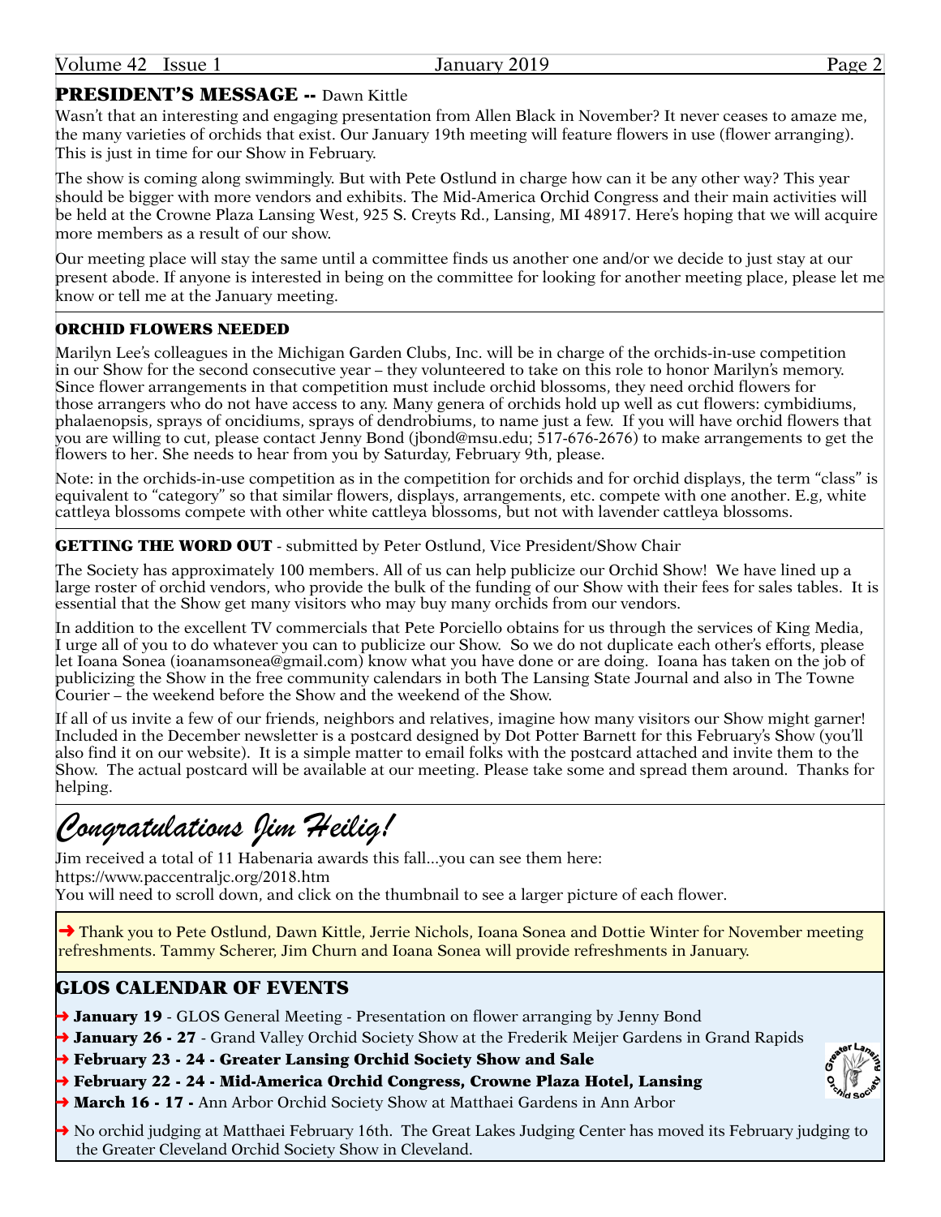## PRESIDENT'S MESSAGE -- Dawn Kittle

Wasn't that an interesting and engaging presentation from Allen Black in November? It never ceases to amaze me, the many varieties of orchids that exist. Our January 19th meeting will feature flowers in use (flower arranging). This is just in time for our Show in February.

The show is coming along swimmingly. But with Pete Ostlund in charge how can it be any other way? This year should be bigger with more vendors and exhibits. The Mid-America Orchid Congress and their main activities will be held at the Crowne Plaza Lansing West, 925 S. Creyts Rd., Lansing, MI 48917. Here's hoping that we will acquire more members as a result of our show.

Our meeting place will stay the same until a committee finds us another one and/or we decide to just stay at our present abode. If anyone is interested in being on the committee for looking for another meeting place, please let me know or tell me at the January meeting.

### ORCHID FLOWERS NEEDED

Marilyn Lee's colleagues in the Michigan Garden Clubs, Inc. will be in charge of the orchids-in-use competition in our Show for the second consecutive year – they volunteered to take on this role to honor Marilyn's memory. Since flower arrangements in that competition must include orchid blossoms, they need orchid flowers for those arrangers who do not have access to any. Many genera of orchids hold up well as cut flowers: cymbidiums, phalaenopsis, sprays of oncidiums, sprays of dendrobiums, to name just a few. If you will have orchid flowers that you are willing to cut, please contact Jenny Bond (jbond@msu.edu; 517-676-2676) to make arrangements to get the flowers to her. She needs to hear from you by Saturday, February 9th, please.

Note: in the orchids-in-use competition as in the competition for orchids and for orchid displays, the term "class" is equivalent to "category" so that similar flowers, displays, arrangements, etc. compete with one another. E.g, white cattleya blossoms compete with other white cattleya blossoms, but not with lavender cattleya blossoms.

### GETTING THE WORD OUT - submitted by Peter Ostlund, Vice President/Show Chair

The Society has approximately 100 members. All of us can help publicize our Orchid Show! We have lined up a large roster of orchid vendors, who provide the bulk of the funding of our Show with their fees for sales tables. It is essential that the Show get many visitors who may buy many orchids from our vendors.

In addition to the excellent TV commercials that Pete Porciello obtains for us through the services of King Media, I urge all of you to do whatever you can to publicize our Show. So we do not duplicate each other's efforts, please let Ioana Sonea (ioanamsonea@gmail.com) know what you have done or are doing. Ioana has taken on the job of publicizing the Show in the free community calendars in both The Lansing State Journal and also in The Towne Courier – the weekend before the Show and the weekend of the Show.

If all of us invite a few of our friends, neighbors and relatives, imagine how many visitors our Show might garner! Included in the December newsletter is a postcard designed by Dot Potter Barnett for this February's Show (you'll also find it on our website). It is a simple matter to email folks with the postcard attached and invite them to the Show. The actual postcard will be available at our meeting. Please take some and spread them around. Thanks for helping.

## *Congratulations Jim Heilig!*

Jim received a total of 11 Habenaria awards this fall…you can see them here:
https://www.paccentraljc.org/2018.htm
You will need to scroll down, and click on the thumbnail to see a larger picture of each flower.

➔ Thank you to Pete Ostlund, Dawn Kittle, Jerrie Nichols, Ioana Sonea and Dottie Winter for November meeting refreshments. Tammy Scherer, Jim Churn and Ioana Sonea will provide refreshments in January.

### GLOS CALENDAR OF EVENTS

- ➔ **January 19** - GLOS General Meeting - Presentation on flower arranging by Jenny Bond
- ➔ **January 26 - 27** - Grand Valley Orchid Society Show at the Frederik Meijer Gardens in Grand Rapids
- ➔ **February 23 - 24 - Greater Lansing Orchid Society Show and Sale**
- ➔ **February 22 - 24 - Mid-America Orchid Congress, Crowne Plaza Hotel, Lansing**
- ➔ **March 16 - 17 -** Ann Arbor Orchid Society Show at Matthaei Gardens in Ann Arbor
- ➔ No orchid judging at Matthaei February 16th. The Great Lakes Judging Center has moved its February judging to the Greater Cleveland Orchid Society Show in Cleveland.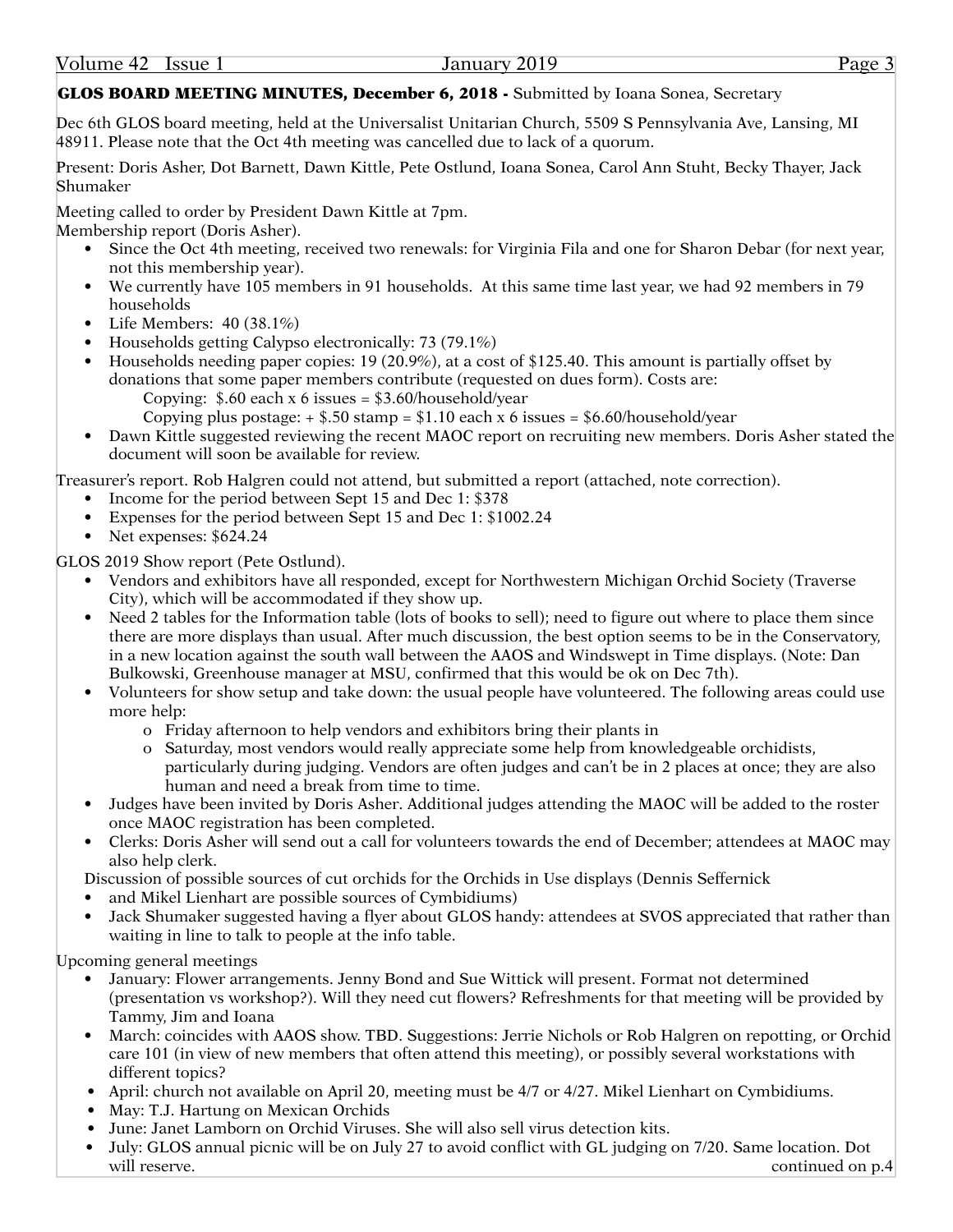**GLOS BOARD MEETING MINUTES, December 6, 2018 -** Submitted by Ioana Sonea, Secretary

Dec 6th GLOS board meeting, held at the Universalist Unitarian Church, 5509 S Pennsylvania Ave, Lansing, MI 48911. Please note that the Oct 4th meeting was cancelled due to lack of a quorum.

Present: Doris Asher, Dot Barnett, Dawn Kittle, Pete Ostlund, Ioana Sonea, Carol Ann Stuht, Becky Thayer, Jack Shumaker

Meeting called to order by President Dawn Kittle at 7pm.
Membership report (Doris Asher).

- Since the Oct 4th meeting, received two renewals: for Virginia Fila and one for Sharon Debar (for next year, not this membership year).
- We currently have 105 members in 91 households. At this same time last year, we had 92 members in 79 households
- Life Members: 40 (38.1%)
- Households getting Calypso electronically: 73 (79.1%)
- Households needing paper copies: 19 (20.9%), at a cost of $125.40. This amount is partially offset by donations that some paper members contribute (requested on dues form). Costs are:
  Copying: $.60 each x 6 issues = $3.60/household/year
  Copying plus postage: + $.50 stamp = $1.10 each x 6 issues = $6.60/household/year
- Dawn Kittle suggested reviewing the recent MAOC report on recruiting new members. Doris Asher stated the document will soon be available for review.

Treasurer's report. Rob Halgren could not attend, but submitted a report (attached, note correction).

- Income for the period between Sept 15 and Dec 1: $378
- Expenses for the period between Sept 15 and Dec 1: $1002.24
- Net expenses: $624.24

GLOS 2019 Show report (Pete Ostlund).

- Vendors and exhibitors have all responded, except for Northwestern Michigan Orchid Society (Traverse City), which will be accommodated if they show up.
- Need 2 tables for the Information table (lots of books to sell); need to figure out where to place them since there are more displays than usual. After much discussion, the best option seems to be in the Conservatory, in a new location against the south wall between the AAOS and Windswept in Time displays. (Note: Dan Bulkowski, Greenhouse manager at MSU, confirmed that this would be ok on Dec 7th).
- Volunteers for show setup and take down: the usual people have volunteered. The following areas could use more help:
  - Friday afternoon to help vendors and exhibitors bring their plants in
  - Saturday, most vendors would really appreciate some help from knowledgeable orchidists, particularly during judging. Vendors are often judges and can't be in 2 places at once; they are also human and need a break from time to time.
- Judges have been invited by Doris Asher. Additional judges attending the MAOC will be added to the roster once MAOC registration has been completed.
- Clerks: Doris Asher will send out a call for volunteers towards the end of December; attendees at MAOC may also help clerk.

Discussion of possible sources of cut orchids for the Orchids in Use displays (Dennis Seffernick

- and Mikel Lienhart are possible sources of Cymbidiums)
- Jack Shumaker suggested having a flyer about GLOS handy: attendees at SVOS appreciated that rather than waiting in line to talk to people at the info table.

Upcoming general meetings

- January: Flower arrangements. Jenny Bond and Sue Wittick will present. Format not determined (presentation vs workshop?). Will they need cut flowers? Refreshments for that meeting will be provided by Tammy, Jim and Ioana
- March: coincides with AAOS show. TBD. Suggestions: Jerrie Nichols or Rob Halgren on repotting, or Orchid care 101 (in view of new members that often attend this meeting), or possibly several workstations with different topics?
- April: church not available on April 20, meeting must be 4/7 or 4/27. Mikel Lienhart on Cymbidiums.
- May: T.J. Hartung on Mexican Orchids
- June: Janet Lamborn on Orchid Viruses. She will also sell virus detection kits.
- July: GLOS annual picnic will be on July 27 to avoid conflict with GL judging on 7/20. Same location. Dot will reserve.

continued on p.4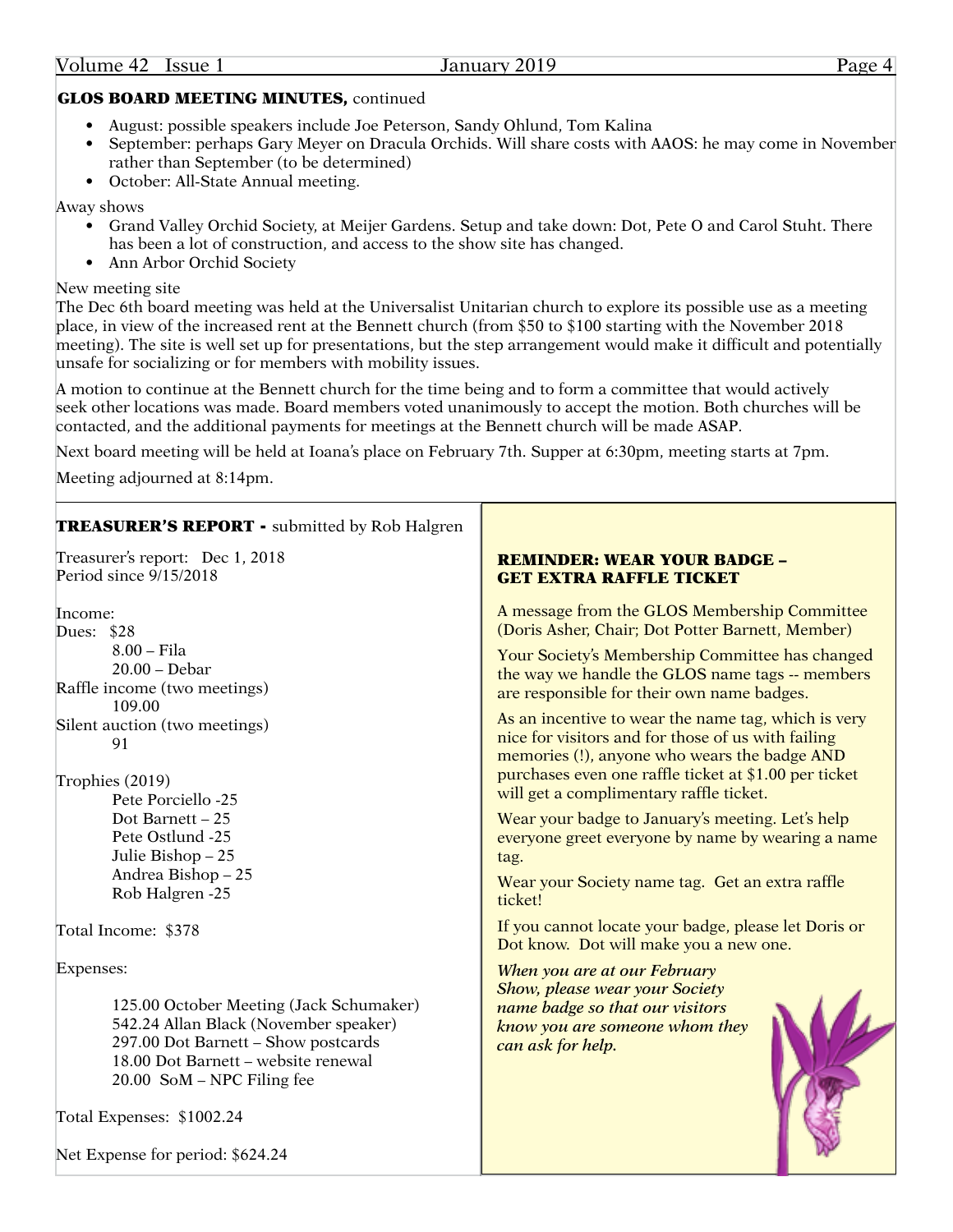**GLOS BOARD MEETING MINUTES,** continued

- August: possible speakers include Joe Peterson, Sandy Ohlund, Tom Kalina
- September: perhaps Gary Meyer on Dracula Orchids. Will share costs with AAOS: he may come in November rather than September (to be determined)
- October: All-State Annual meeting.

Away shows

- Grand Valley Orchid Society, at Meijer Gardens. Setup and take down: Dot, Pete O and Carol Stuht. There has been a lot of construction, and access to the show site has changed.
- Ann Arbor Orchid Society

New meeting site

The Dec 6th board meeting was held at the Universalist Unitarian church to explore its possible use as a meeting place, in view of the increased rent at the Bennett church (from $50 to $100 starting with the November 2018 meeting). The site is well set up for presentations, but the step arrangement would make it difficult and potentially unsafe for socializing or for members with mobility issues.

A motion to continue at the Bennett church for the time being and to form a committee that would actively seek other locations was made. Board members voted unanimously to accept the motion. Both churches will be contacted, and the additional payments for meetings at the Bennett church will be made ASAP.

Next board meeting will be held at Ioana's place on February 7th. Supper at 6:30pm, meeting starts at 7pm.

Meeting adjourned at 8:14pm.

## TREASURER'S REPORT - submitted by Rob Halgren

Treasurer's report: Dec 1, 2018
Period since 9/15/2018

Income:
Dues: $28
8.00 – Fila
20.00 – Debar
Raffle income (two meetings)
109.00
Silent auction (two meetings)
91

Trophies (2019)
Pete Porciello -25
Dot Barnett – 25
Pete Ostlund -25
Julie Bishop – 25
Andrea Bishop – 25
Rob Halgren -25

Total Income: $378

Expenses:

125.00 October Meeting (Jack Schumaker)
542.24 Allan Black (November speaker)
297.00 Dot Barnett – Show postcards
18.00 Dot Barnett – website renewal
20.00 SoM – NPC Filing fee

Total Expenses: $1002.24

Net Expense for period: $624.24

## REMINDER: WEAR YOUR BADGE – GET EXTRA RAFFLE TICKET

A message from the GLOS Membership Committee (Doris Asher, Chair; Dot Potter Barnett, Member)

Your Society's Membership Committee has changed the way we handle the GLOS name tags -- members are responsible for their own name badges.

As an incentive to wear the name tag, which is very nice for visitors and for those of us with failing memories (!), anyone who wears the badge AND purchases even one raffle ticket at $1.00 per ticket will get a complimentary raffle ticket.

Wear your badge to January's meeting. Let's help everyone greet everyone by name by wearing a name tag.

Wear your Society name tag. Get an extra raffle ticket!

If you cannot locate your badge, please let Doris or Dot know. Dot will make you a new one.

***When you are at our February Show, please wear your Society name badge so that our visitors know you are someone whom they can ask for help.***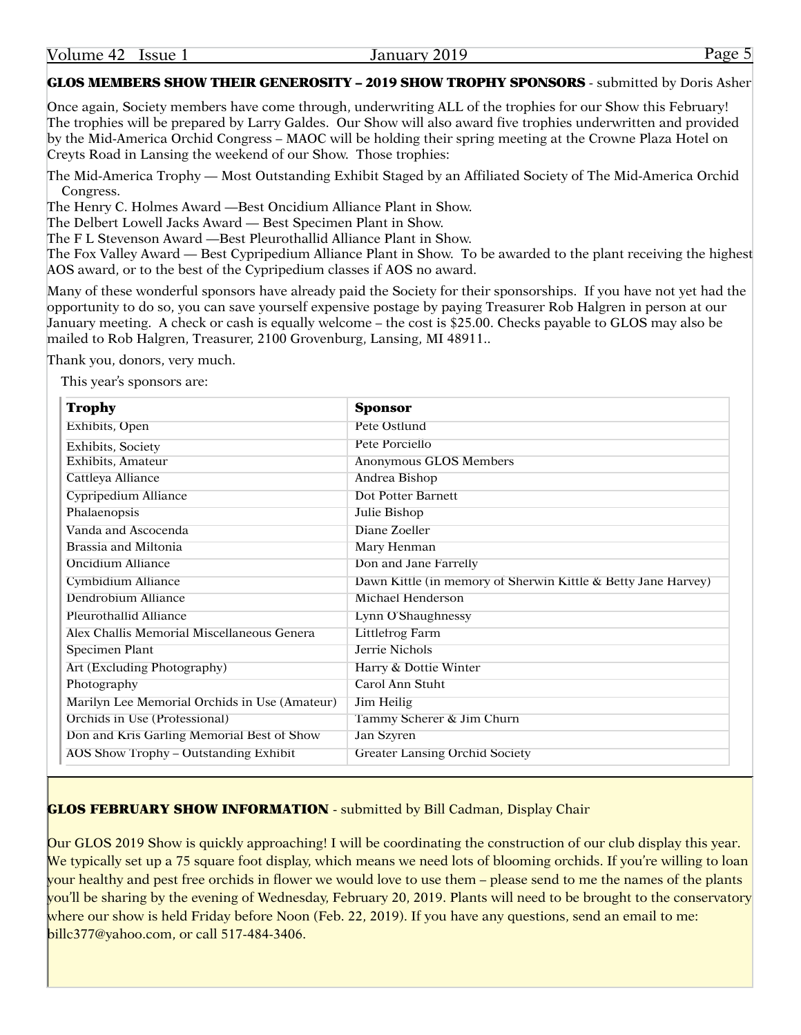**GLOS MEMBERS SHOW THEIR GENEROSITY – 2019 SHOW TROPHY SPONSORS** - submitted by Doris Asher

Once again, Society members have come through, underwriting ALL of the trophies for our Show this February! The trophies will be prepared by Larry Galdes. Our Show will also award five trophies underwritten and provided by the Mid-America Orchid Congress – MAOC will be holding their spring meeting at the Crowne Plaza Hotel on Creyts Road in Lansing the weekend of our Show. Those trophies:

The Mid-America Trophy — Most Outstanding Exhibit Staged by an Affiliated Society of The Mid-America Orchid Congress.
The Henry C. Holmes Award —Best Oncidium Alliance Plant in Show.
The Delbert Lowell Jacks Award — Best Specimen Plant in Show.
The F L Stevenson Award —Best Pleurothallid Alliance Plant in Show.
The Fox Valley Award — Best Cypripedium Alliance Plant in Show. To be awarded to the plant receiving the highest AOS award, or to the best of the Cypripedium classes if AOS no award.

Many of these wonderful sponsors have already paid the Society for their sponsorships. If you have not yet had the opportunity to do so, you can save yourself expensive postage by paying Treasurer Rob Halgren in person at our January meeting. A check or cash is equally welcome – the cost is $25.00. Checks payable to GLOS may also be mailed to Rob Halgren, Treasurer, 2100 Grovenburg, Lansing, MI 48911..

Thank you, donors, very much.

This year's sponsors are:

| Trophy | Sponsor |
|---|---|
| Exhibits, Open | Pete Ostlund |
| Exhibits, Society | Pete Porciello |
| Exhibits, Amateur | Anonymous GLOS Members |
| Cattleya Alliance | Andrea Bishop |
| Cypripedium Alliance | Dot Potter Barnett |
| Phalaenopsis | Julie Bishop |
| Vanda and Ascocenda | Diane Zoeller |
| Brassia and Miltonia | Mary Henman |
| Oncidium Alliance | Don and Jane Farrelly |
| Cymbidium Alliance | Dawn Kittle (in memory of Sherwin Kittle & Betty Jane Harvey) |
| Dendrobium Alliance | Michael Henderson |
| Pleurothallid Alliance | Lynn O'Shaughnessy |
| Alex Challis Memorial Miscellaneous Genera | Littlefrog Farm |
| Specimen Plant | Jerrie Nichols |
| Art (Excluding Photography) | Harry & Dottie Winter |
| Photography | Carol Ann Stuht |
| Marilyn Lee Memorial Orchids in Use (Amateur) | Jim Heilig |
| Orchids in Use (Professional) | Tammy Scherer & Jim Churn |
| Don and Kris Garling Memorial Best of Show | Jan Szyren |
| AOS Show Trophy – Outstanding Exhibit | Greater Lansing Orchid Society |

**GLOS FEBRUARY SHOW INFORMATION** - submitted by Bill Cadman, Display Chair

Our GLOS 2019 Show is quickly approaching! I will be coordinating the construction of our club display this year. We typically set up a 75 square foot display, which means we need lots of blooming orchids. If you're willing to loan your healthy and pest free orchids in flower we would love to use them – please send to me the names of the plants you'll be sharing by the evening of Wednesday, February 20, 2019. Plants will need to be brought to the conservatory where our show is held Friday before Noon (Feb. 22, 2019). If you have any questions, send an email to me: billc377@yahoo.com, or call 517-484-3406.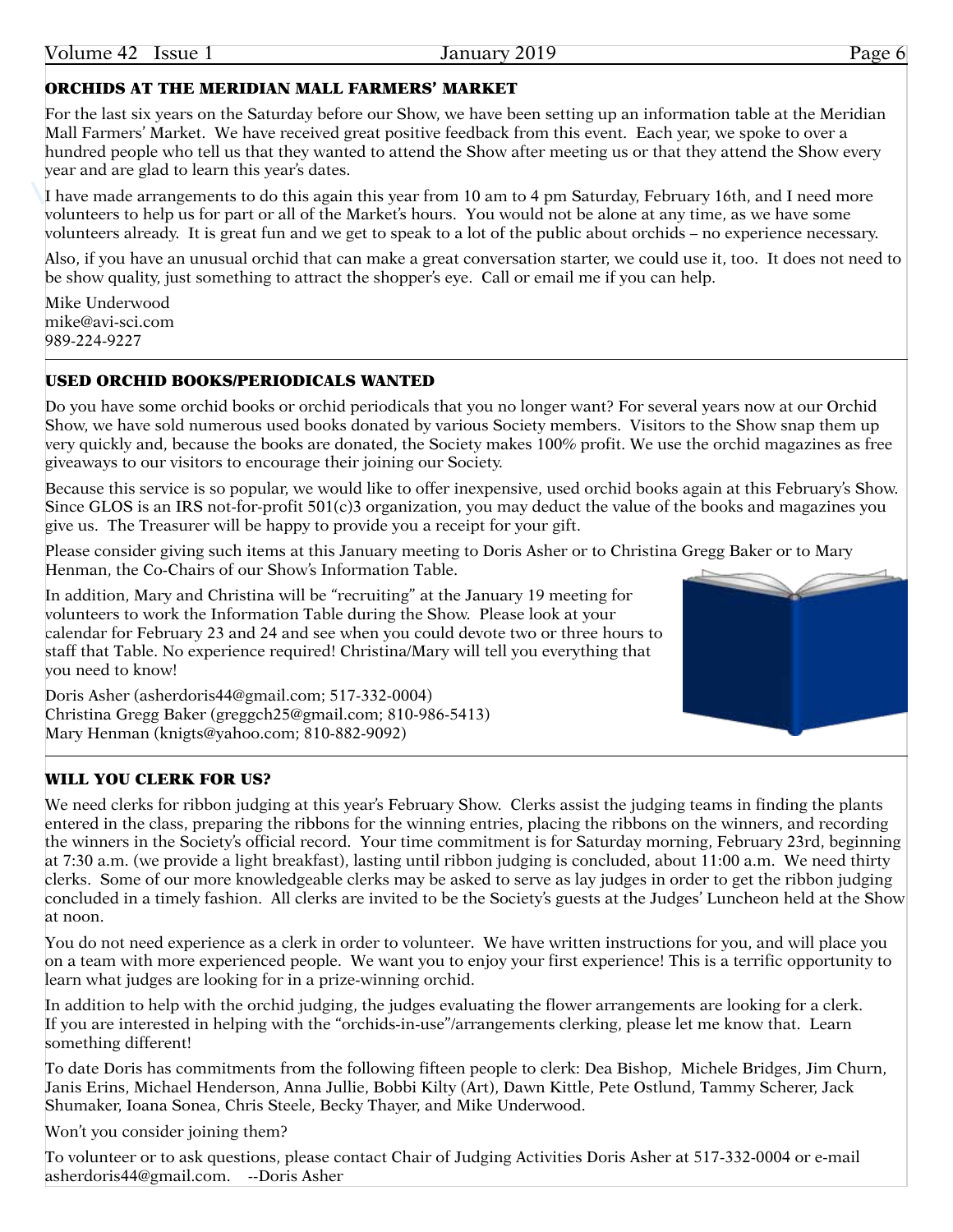## ORCHIDS AT THE MERIDIAN MALL FARMERS' MARKET

For the last six years on the Saturday before our Show, we have been setting up an information table at the Meridian Mall Farmers' Market. We have received great positive feedback from this event. Each year, we spoke to over a hundred people who tell us that they wanted to attend the Show after meeting us or that they attend the Show every year and are glad to learn this year's dates.

I have made arrangements to do this again this year from 10 am to 4 pm Saturday, February 16th, and I need more volunteers to help us for part or all of the Market's hours. You would not be alone at any time, as we have some volunteers already. It is great fun and we get to speak to a lot of the public about orchids – no experience necessary.

Also, if you have an unusual orchid that can make a great conversation starter, we could use it, too. It does not need to be show quality, just something to attract the shopper's eye. Call or email me if you can help.

Mike Underwood
mike@avi-sci.com
989-224-9227

## USED ORCHID BOOKS/PERIODICALS WANTED

Do you have some orchid books or orchid periodicals that you no longer want? For several years now at our Orchid Show, we have sold numerous used books donated by various Society members. Visitors to the Show snap them up very quickly and, because the books are donated, the Society makes 100% profit. We use the orchid magazines as free giveaways to our visitors to encourage their joining our Society.

Because this service is so popular, we would like to offer inexpensive, used orchid books again at this February's Show. Since GLOS is an IRS not-for-profit 501(c)3 organization, you may deduct the value of the books and magazines you give us. The Treasurer will be happy to provide you a receipt for your gift.

Please consider giving such items at this January meeting to Doris Asher or to Christina Gregg Baker or to Mary Henman, the Co-Chairs of our Show's Information Table.

In addition, Mary and Christina will be "recruiting" at the January 19 meeting for volunteers to work the Information Table during the Show. Please look at your calendar for February 23 and 24 and see when you could devote two or three hours to staff that Table. No experience required! Christina/Mary will tell you everything that you need to know!

Doris Asher (asherdoris44@gmail.com; 517-332-0004)
Christina Gregg Baker (greggch25@gmail.com; 810-986-5413)
Mary Henman (knigts@yahoo.com; 810-882-9092)

## WILL YOU CLERK FOR US?

We need clerks for ribbon judging at this year's February Show. Clerks assist the judging teams in finding the plants entered in the class, preparing the ribbons for the winning entries, placing the ribbons on the winners, and recording the winners in the Society's official record. Your time commitment is for Saturday morning, February 23rd, beginning at 7:30 a.m. (we provide a light breakfast), lasting until ribbon judging is concluded, about 11:00 a.m. We need thirty clerks. Some of our more knowledgeable clerks may be asked to serve as lay judges in order to get the ribbon judging concluded in a timely fashion. All clerks are invited to be the Society's guests at the Judges' Luncheon held at the Show at noon.

You do not need experience as a clerk in order to volunteer. We have written instructions for you, and will place you on a team with more experienced people. We want you to enjoy your first experience! This is a terrific opportunity to learn what judges are looking for in a prize-winning orchid.

In addition to help with the orchid judging, the judges evaluating the flower arrangements are looking for a clerk. If you are interested in helping with the "orchids-in-use"/arrangements clerking, please let me know that. Learn something different!

To date Doris has commitments from the following fifteen people to clerk: Dea Bishop, Michele Bridges, Jim Churn, Janis Erins, Michael Henderson, Anna Jullie, Bobbi Kilty (Art), Dawn Kittle, Pete Ostlund, Tammy Scherer, Jack Shumaker, Ioana Sonea, Chris Steele, Becky Thayer, and Mike Underwood.

Won't you consider joining them?

To volunteer or to ask questions, please contact Chair of Judging Activities Doris Asher at 517-332-0004 or e-mail asherdoris44@gmail.com. --Doris Asher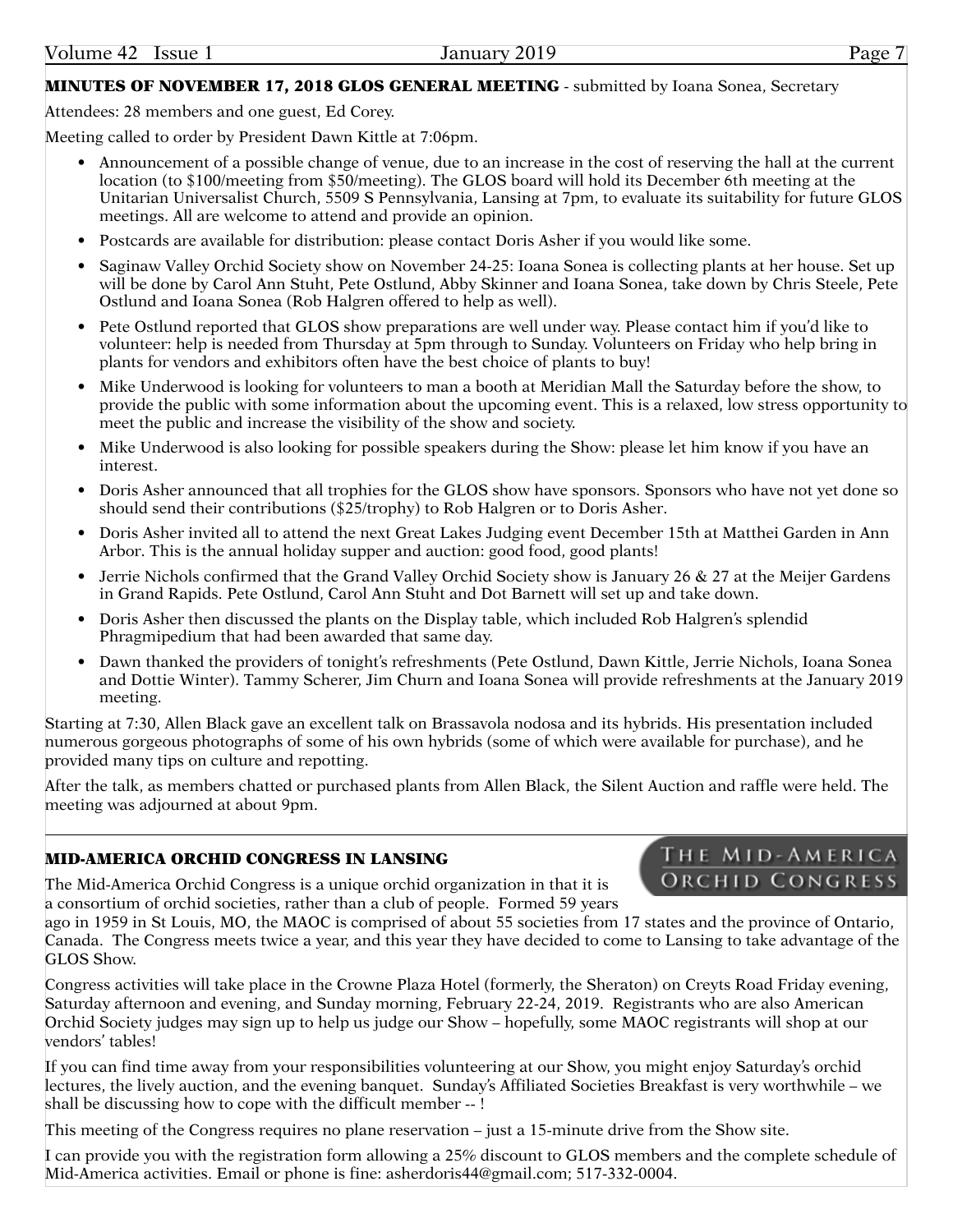## MINUTES OF NOVEMBER 17, 2018 GLOS GENERAL MEETING - submitted by Ioana Sonea, Secretary

Attendees: 28 members and one guest, Ed Corey.

Meeting called to order by President Dawn Kittle at 7:06pm.

- Announcement of a possible change of venue, due to an increase in the cost of reserving the hall at the current location (to $100/meeting from $50/meeting). The GLOS board will hold its December 6th meeting at the Unitarian Universalist Church, 5509 S Pennsylvania, Lansing at 7pm, to evaluate its suitability for future GLOS meetings. All are welcome to attend and provide an opinion.
- Postcards are available for distribution: please contact Doris Asher if you would like some.
- Saginaw Valley Orchid Society show on November 24-25: Ioana Sonea is collecting plants at her house. Set up will be done by Carol Ann Stuht, Pete Ostlund, Abby Skinner and Ioana Sonea, take down by Chris Steele, Pete Ostlund and Ioana Sonea (Rob Halgren offered to help as well).
- Pete Ostlund reported that GLOS show preparations are well under way. Please contact him if you'd like to volunteer: help is needed from Thursday at 5pm through to Sunday. Volunteers on Friday who help bring in plants for vendors and exhibitors often have the best choice of plants to buy!
- Mike Underwood is looking for volunteers to man a booth at Meridian Mall the Saturday before the show, to provide the public with some information about the upcoming event. This is a relaxed, low stress opportunity to meet the public and increase the visibility of the show and society.
- Mike Underwood is also looking for possible speakers during the Show: please let him know if you have an interest.
- Doris Asher announced that all trophies for the GLOS show have sponsors. Sponsors who have not yet done so should send their contributions ($25/trophy) to Rob Halgren or to Doris Asher.
- Doris Asher invited all to attend the next Great Lakes Judging event December 15th at Matthei Garden in Ann Arbor. This is the annual holiday supper and auction: good food, good plants!
- Jerrie Nichols confirmed that the Grand Valley Orchid Society show is January 26 & 27 at the Meijer Gardens in Grand Rapids. Pete Ostlund, Carol Ann Stuht and Dot Barnett will set up and take down.
- Doris Asher then discussed the plants on the Display table, which included Rob Halgren's splendid Phragmipedium that had been awarded that same day.
- Dawn thanked the providers of tonight's refreshments (Pete Ostlund, Dawn Kittle, Jerrie Nichols, Ioana Sonea and Dottie Winter). Tammy Scherer, Jim Churn and Ioana Sonea will provide refreshments at the January 2019 meeting.

Starting at 7:30, Allen Black gave an excellent talk on Brassavola nodosa and its hybrids. His presentation included numerous gorgeous photographs of some of his own hybrids (some of which were available for purchase), and he provided many tips on culture and repotting.

After the talk, as members chatted or purchased plants from Allen Black, the Silent Auction and raffle were held. The meeting was adjourned at about 9pm.

## MID-AMERICA ORCHID CONGRESS IN LANSING

THE MID-AMERICA ORCHID CONGRESS

The Mid-America Orchid Congress is a unique orchid organization in that it is a consortium of orchid societies, rather than a club of people. Formed 59 years ago in 1959 in St Louis, MO, the MAOC is comprised of about 55 societies from 17 states and the province of Ontario, Canada. The Congress meets twice a year, and this year they have decided to come to Lansing to take advantage of the GLOS Show.

Congress activities will take place in the Crowne Plaza Hotel (formerly, the Sheraton) on Creyts Road Friday evening, Saturday afternoon and evening, and Sunday morning, February 22-24, 2019. Registrants who are also American Orchid Society judges may sign up to help us judge our Show – hopefully, some MAOC registrants will shop at our vendors' tables!

If you can find time away from your responsibilities volunteering at our Show, you might enjoy Saturday's orchid lectures, the lively auction, and the evening banquet. Sunday's Affiliated Societies Breakfast is very worthwhile – we shall be discussing how to cope with the difficult member -- !

This meeting of the Congress requires no plane reservation – just a 15-minute drive from the Show site.

I can provide you with the registration form allowing a 25% discount to GLOS members and the complete schedule of Mid-America activities. Email or phone is fine: asherdoris44@gmail.com; 517-332-0004.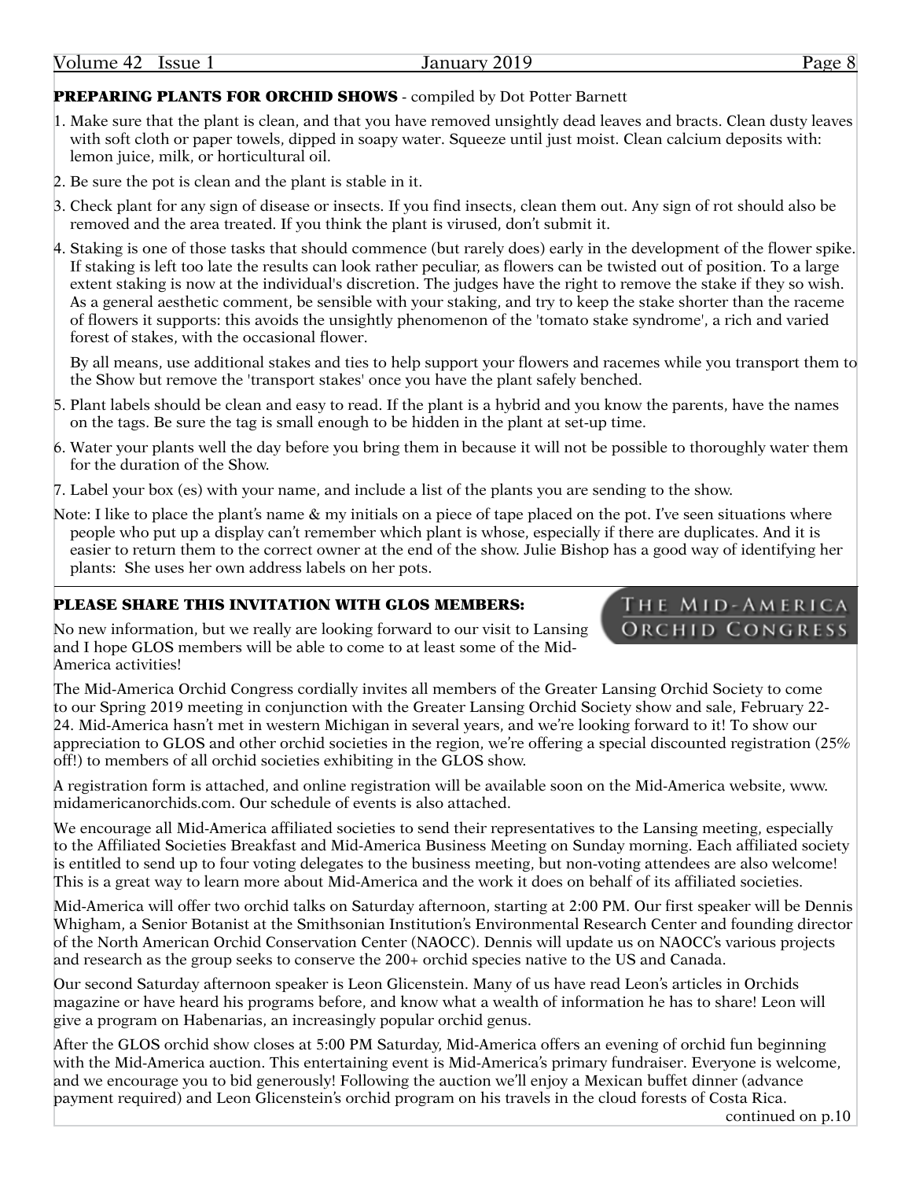## PREPARING PLANTS FOR ORCHID SHOWS - compiled by Dot Potter Barnett

1. Make sure that the plant is clean, and that you have removed unsightly dead leaves and bracts. Clean dusty leaves with soft cloth or paper towels, dipped in soapy water. Squeeze until just moist. Clean calcium deposits with: lemon juice, milk, or horticultural oil.
2. Be sure the pot is clean and the plant is stable in it.
3. Check plant for any sign of disease or insects. If you find insects, clean them out. Any sign of rot should also be removed and the area treated. If you think the plant is virused, don't submit it.
4. Staking is one of those tasks that should commence (but rarely does) early in the development of the flower spike. If staking is left too late the results can look rather peculiar, as flowers can be twisted out of position. To a large extent staking is now at the individual's discretion. The judges have the right to remove the stake if they so wish. As a general aesthetic comment, be sensible with your staking, and try to keep the stake shorter than the raceme of flowers it supports: this avoids the unsightly phenomenon of the 'tomato stake syndrome', a rich and varied forest of stakes, with the occasional flower.

   By all means, use additional stakes and ties to help support your flowers and racemes while you transport them to the Show but remove the 'transport stakes' once you have the plant safely benched.
5. Plant labels should be clean and easy to read. If the plant is a hybrid and you know the parents, have the names on the tags. Be sure the tag is small enough to be hidden in the plant at set-up time.
6. Water your plants well the day before you bring them in because it will not be possible to thoroughly water them for the duration of the Show.
7. Label your box (es) with your name, and include a list of the plants you are sending to the show.

Note: I like to place the plant's name & my initials on a piece of tape placed on the pot. I've seen situations where people who put up a display can't remember which plant is whose, especially if there are duplicates. And it is easier to return them to the correct owner at the end of the show. Julie Bishop has a good way of identifying her plants: She uses her own address labels on her pots.

## PLEASE SHARE THIS INVITATION WITH GLOS MEMBERS:

THE MID-AMERICA ORCHID CONGRESS

No new information, but we really are looking forward to our visit to Lansing and I hope GLOS members will be able to come to at least some of the Mid-America activities!

The Mid-America Orchid Congress cordially invites all members of the Greater Lansing Orchid Society to come to our Spring 2019 meeting in conjunction with the Greater Lansing Orchid Society show and sale, February 22-24. Mid-America hasn't met in western Michigan in several years, and we're looking forward to it! To show our appreciation to GLOS and other orchid societies in the region, we're offering a special discounted registration (25% off!) to members of all orchid societies exhibiting in the GLOS show.

A registration form is attached, and online registration will be available soon on the Mid-America website, www.midamericanorchids.com. Our schedule of events is also attached.

We encourage all Mid-America affiliated societies to send their representatives to the Lansing meeting, especially to the Affiliated Societies Breakfast and Mid-America Business Meeting on Sunday morning. Each affiliated society is entitled to send up to four voting delegates to the business meeting, but non-voting attendees are also welcome! This is a great way to learn more about Mid-America and the work it does on behalf of its affiliated societies.

Mid-America will offer two orchid talks on Saturday afternoon, starting at 2:00 PM. Our first speaker will be Dennis Whigham, a Senior Botanist at the Smithsonian Institution's Environmental Research Center and founding director of the North American Orchid Conservation Center (NAOCC). Dennis will update us on NAOCC's various projects and research as the group seeks to conserve the 200+ orchid species native to the US and Canada.

Our second Saturday afternoon speaker is Leon Glicenstein. Many of us have read Leon's articles in Orchids magazine or have heard his programs before, and know what a wealth of information he has to share! Leon will give a program on Habenarias, an increasingly popular orchid genus.

After the GLOS orchid show closes at 5:00 PM Saturday, Mid-America offers an evening of orchid fun beginning with the Mid-America auction. This entertaining event is Mid-America's primary fundraiser. Everyone is welcome, and we encourage you to bid generously! Following the auction we'll enjoy a Mexican buffet dinner (advance payment required) and Leon Glicenstein's orchid program on his travels in the cloud forests of Costa Rica.

continued on p.10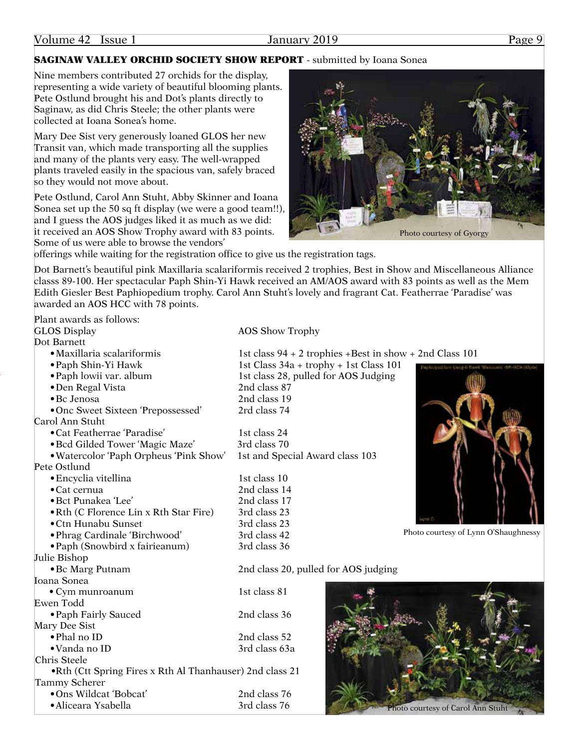## SAGINAW VALLEY ORCHID SOCIETY SHOW REPORT - submitted by Ioana Sonea

Nine members contributed 27 orchids for the display, representing a wide variety of beautiful blooming plants. Pete Ostlund brought his and Dot's plants directly to Saginaw, as did Chris Steele; the other plants were collected at Ioana Sonea's home.

Mary Dee Sist very generously loaned GLOS her new Transit van, which made transporting all the supplies and many of the plants very easy. The well-wrapped plants traveled easily in the spacious van, safely braced so they would not move about.

Pete Ostlund, Carol Ann Stuht, Abby Skinner and Ioana Sonea set up the 50 sq ft display (we were a good team!!), and I guess the AOS judges liked it as much as we did: it received an AOS Show Trophy award with 83 points. Some of us were able to browse the vendors' offerings while waiting for the registration office to give us the registration tags.

Photo courtesy of Gyorgy

Dot Barnett's beautiful pink Maxillaria scalariformis received 2 trophies, Best in Show and Miscellaneous Alliance classs 89-100. Her spectacular Paph Shin-Yi Hawk received an AM/AOS award with 83 points as well as the Mem Edith Giesler Best Paphiopedium trophy. Carol Ann Stuht's lovely and fragrant Cat. Featherrae 'Paradise' was awarded an AOS HCC with 78 points.

Plant awards as follows:

GLOS Display — AOS Show Trophy

Dot Barnett
- Maxillaria scalariformis — 1st class 94 + 2 trophies +Best in show + 2nd Class 101
- Paph Shin-Yi Hawk — 1st Class 34a + trophy + 1st Class 101
- Paph lowii var. album — 1st class 28, pulled for AOS Judging
- Den Regal Vista — 2nd class 87
- Bc Jenosa — 2nd class 19
- Onc Sweet Sixteen 'Prepossessed' — 2rd class 74

Carol Ann Stuht
- Cat Featherrae 'Paradise' — 1st class 24
- Bcd Gilded Tower 'Magic Maze' — 3rd class 70
- Watercolor 'Paph Orpheus 'Pink Show' — 1st and Special Award class 103

Pete Ostlund
- Encyclia vitellina — 1st class 10
- Cat cernua — 2nd class 14
- Bct Punakea 'Lee' — 2nd class 17
- Rth (C Florence Lin x Rth Star Fire) — 3rd class 23
- Ctn Hunabu Sunset — 3rd class 23
- Phrag Cardinale 'Birchwood' — 3rd class 42
- Paph (Snowbird x fairieanum) — 3rd class 36

Julie Bishop
- Bc Marg Putnam — 2nd class 20, pulled for AOS judging

Ioana Sonea
- Cym munroanum — 1st class 81

Ewen Todd
- Paph Fairly Sauced — 2nd class 36

Mary Dee Sist
- Phal no ID — 2nd class 52
- Vanda no ID — 3rd class 63a

Chris Steele
- Rth (Ctt Spring Fires x Rth Al Thanhauser) 2nd class 21

Tammy Scherer
- Ons Wildcat 'Bobcat' — 2nd class 76
- Aliceara Ysabella — 3rd class 76

Photo courtesy of Lynn O'Shaughnessy

Photo courtesy of Carol Ann Stuht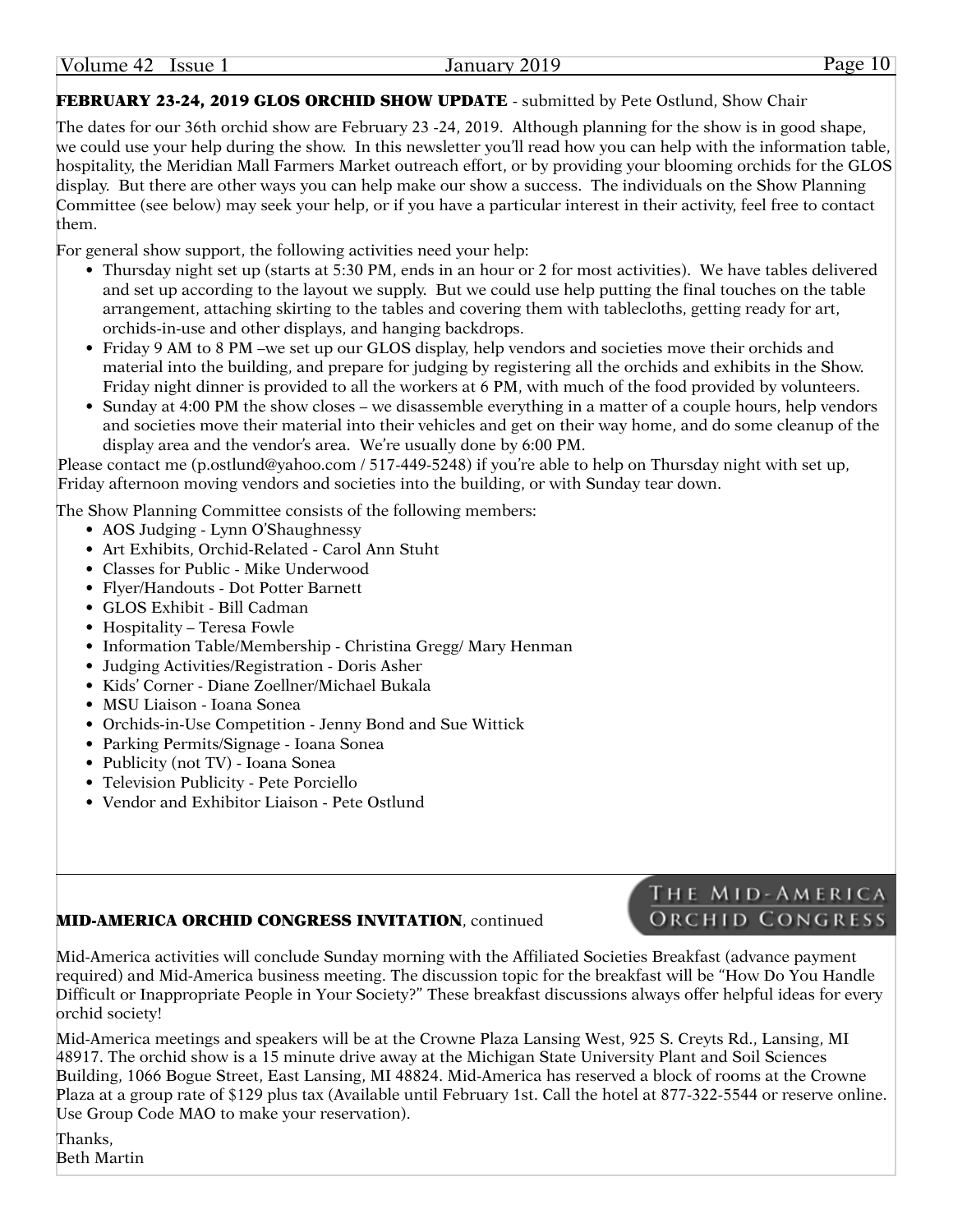**FEBRUARY 23-24, 2019 GLOS ORCHID SHOW UPDATE** - submitted by Pete Ostlund, Show Chair

The dates for our 36th orchid show are February 23 -24, 2019. Although planning for the show is in good shape, we could use your help during the show. In this newsletter you'll read how you can help with the information table, hospitality, the Meridian Mall Farmers Market outreach effort, or by providing your blooming orchids for the GLOS display. But there are other ways you can help make our show a success. The individuals on the Show Planning Committee (see below) may seek your help, or if you have a particular interest in their activity, feel free to contact them.

For general show support, the following activities need your help:

- Thursday night set up (starts at 5:30 PM, ends in an hour or 2 for most activities). We have tables delivered and set up according to the layout we supply. But we could use help putting the final touches on the table arrangement, attaching skirting to the tables and covering them with tablecloths, getting ready for art, orchids-in-use and other displays, and hanging backdrops.
- Friday 9 AM to 8 PM –we set up our GLOS display, help vendors and societies move their orchids and material into the building, and prepare for judging by registering all the orchids and exhibits in the Show. Friday night dinner is provided to all the workers at 6 PM, with much of the food provided by volunteers.
- Sunday at 4:00 PM the show closes – we disassemble everything in a matter of a couple hours, help vendors and societies move their material into their vehicles and get on their way home, and do some cleanup of the display area and the vendor's area. We're usually done by 6:00 PM.

Please contact me (p.ostlund@yahoo.com / 517-449-5248) if you're able to help on Thursday night with set up, Friday afternoon moving vendors and societies into the building, or with Sunday tear down.

The Show Planning Committee consists of the following members:

- AOS Judging - Lynn O'Shaughnessy
- Art Exhibits, Orchid-Related - Carol Ann Stuht
- Classes for Public - Mike Underwood
- Flyer/Handouts - Dot Potter Barnett
- GLOS Exhibit - Bill Cadman
- Hospitality – Teresa Fowle
- Information Table/Membership - Christina Gregg/ Mary Henman
- Judging Activities/Registration - Doris Asher
- Kids' Corner - Diane Zoellner/Michael Bukala
- MSU Liaison - Ioana Sonea
- Orchids-in-Use Competition - Jenny Bond and Sue Wittick
- Parking Permits/Signage - Ioana Sonea
- Publicity (not TV) - Ioana Sonea
- Television Publicity - Pete Porciello
- Vendor and Exhibitor Liaison - Pete Ostlund

---

THE MID-AMERICA ORCHID CONGRESS

**MID-AMERICA ORCHID CONGRESS INVITATION**, continued

Mid-America activities will conclude Sunday morning with the Affiliated Societies Breakfast (advance payment required) and Mid-America business meeting. The discussion topic for the breakfast will be "How Do You Handle Difficult or Inappropriate People in Your Society?" These breakfast discussions always offer helpful ideas for every orchid society!

Mid-America meetings and speakers will be at the Crowne Plaza Lansing West, 925 S. Creyts Rd., Lansing, MI 48917. The orchid show is a 15 minute drive away at the Michigan State University Plant and Soil Sciences Building, 1066 Bogue Street, East Lansing, MI 48824. Mid-America has reserved a block of rooms at the Crowne Plaza at a group rate of $129 plus tax (Available until February 1st. Call the hotel at 877-322-5544 or reserve online. Use Group Code MAO to make your reservation).

Thanks,
Beth Martin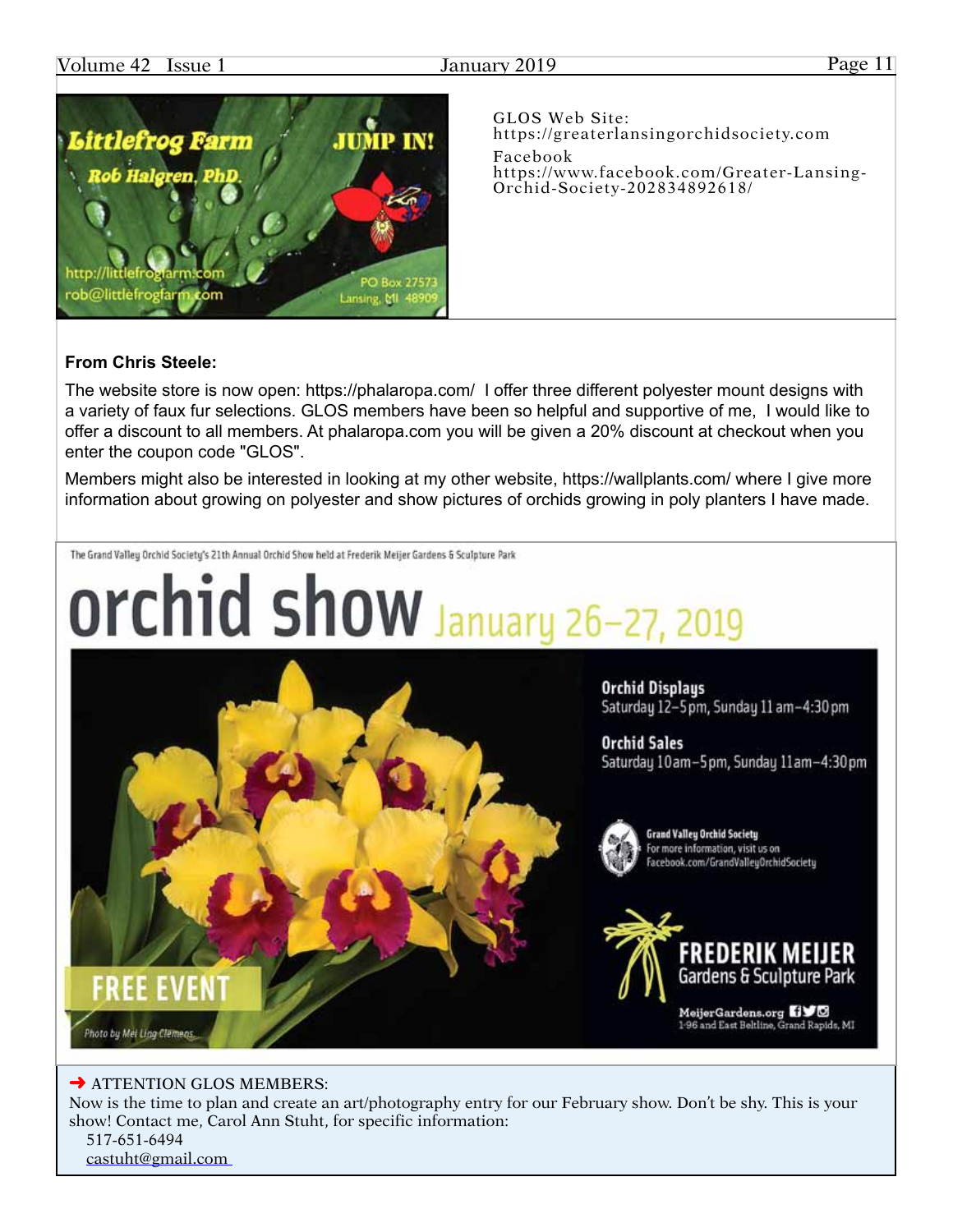**Littlefrog Farm**

**Rob Halgren, PhD.**

**JUMP IN!**

http://littlefrogfarm.com
rob@littlefrogfarm.com

PO Box 27573
Lansing, MI 48909

GLOS Web Site:
https://greaterlansingorchidsociety.com

Facebook
https://www.facebook.com/Greater-Lansing-Orchid-Society-202834892618/

**From Chris Steele:**

The website store is now open: https://phalaropa.com/ I offer three different polyester mount designs with a variety of faux fur selections. GLOS members have been so helpful and supportive of me, I would like to offer a discount to all members. At phalaropa.com you will be given a 20% discount at checkout when you enter the coupon code "GLOS".

Members might also be interested in looking at my other website, https://wallplants.com/ where I give more information about growing on polyester and show pictures of orchids growing in poly planters I have made.

The Grand Valley Orchid Society's 21th Annual Orchid Show held at Frederik Meijer Gardens & Sculpture Park

# orchid show January 26–27, 2019

**Orchid Displays**
Saturday 12–5 pm, Sunday 11 am–4:30 pm

**Orchid Sales**
Saturday 10 am–5 pm, Sunday 11 am–4:30 pm

**Grand Valley Orchid Society**
For more information, visit us on Facebook.com/GrandValleyOrchidSociety

**FREDERIK MEIJER** Gardens & Sculpture Park

MeijerGardens.org
I-96 and East Beltline, Grand Rapids, MI

**FREE EVENT**

*Photo by Mei Ling Clemens*

➜ ATTENTION GLOS MEMBERS:

Now is the time to plan and create an art/photography entry for our February show. Don't be shy. This is your show! Contact me, Carol Ann Stuht, for specific information:

517-651-6494
castuht@gmail.com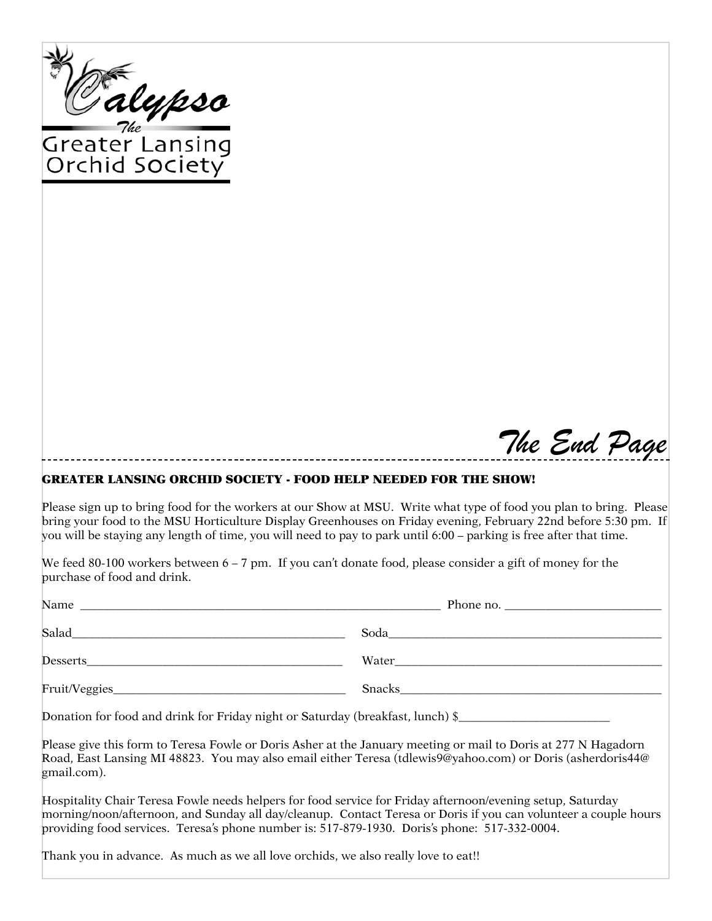Calypso

The Greater Lansing Orchid Society

*The End Page*

**GREATER LANSING ORCHID SOCIETY - FOOD HELP NEEDED FOR THE SHOW!**

Please sign up to bring food for the workers at our Show at MSU. Write what type of food you plan to bring. Please bring your food to the MSU Horticulture Display Greenhouses on Friday evening, February 22nd before 5:30 pm. If you will be staying any length of time, you will need to pay to park until 6:00 – parking is free after that time.

We feed 80-100 workers between 6 – 7 pm. If you can't donate food, please consider a gift of money for the purchase of food and drink.

Name ____________________________________________ Phone no. ____________________

Salad__________________________________ Soda__________________________________

Desserts________________________________ Water_________________________________

Fruit/Veggies____________________________ Snacks________________________________

Donation for food and drink for Friday night or Saturday (breakfast, lunch) $____________________

Please give this form to Teresa Fowle or Doris Asher at the January meeting or mail to Doris at 277 N Hagadorn Road, East Lansing MI 48823. You may also email either Teresa (tdlewis9@yahoo.com) or Doris (asherdoris44@gmail.com).

Hospitality Chair Teresa Fowle needs helpers for food service for Friday afternoon/evening setup, Saturday morning/noon/afternoon, and Sunday all day/cleanup. Contact Teresa or Doris if you can volunteer a couple hours providing food services. Teresa's phone number is: 517-879-1930. Doris's phone: 517-332-0004.

Thank you in advance. As much as we all love orchids, we also really love to eat!!